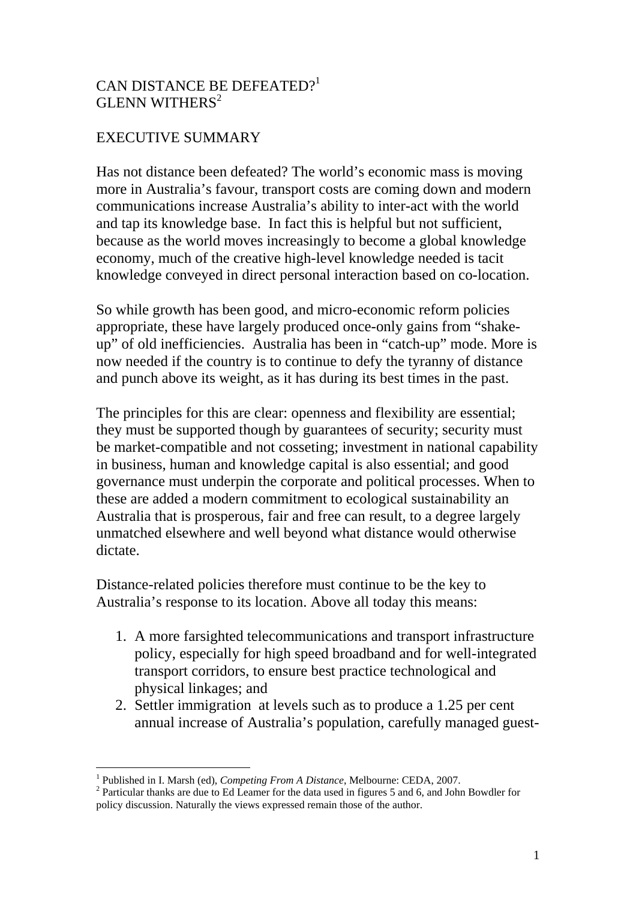# CAN DISTANCE BE DEFEATED?[1]

GLENN WITHERS[2]

## EXECUTIVE SUMMARY

Has not distance been defeated? The world's economic mass is moving more in Australia's favour, transport costs are coming down and modern communications increase Australia's ability to inter-act with the world and tap its knowledge base. In fact this is helpful but not sufficient, because as the world moves increasingly to become a global knowledge economy, much of the creative high-level knowledge needed is tacit knowledge conveyed in direct personal interaction based on co-location.

So while growth has been good, and micro-economic reform policies appropriate, these have largely produced once-only gains from "shake-up" of old inefficiencies. Australia has been in "catch-up" mode. More is now needed if the country is to continue to defy the tyranny of distance and punch above its weight, as it has during its best times in the past.

The principles for this are clear: openness and flexibility are essential; they must be supported though by guarantees of security; security must be market-compatible and not cosseting; investment in national capability in business, human and knowledge capital is also essential; and good governance must underpin the corporate and political processes. When to these are added a modern commitment to ecological sustainability an Australia that is prosperous, fair and free can result, to a degree largely unmatched elsewhere and well beyond what distance would otherwise dictate.

Distance-related policies therefore must continue to be the key to Australia's response to its location. Above all today this means:

1. A more farsighted telecommunications and transport infrastructure policy, especially for high speed broadband and for well-integrated transport corridors, to ensure best practice technological and physical linkages; and
2. Settler immigration at levels such as to produce a 1.25 per cent annual increase of Australia's population, carefully managed guest-

---

[1] Published in I. Marsh (ed), *Competing From A Distance*, Melbourne: CEDA, 2007.

[2] Particular thanks are due to Ed Leamer for the data used in figures 5 and 6, and John Bowdler for policy discussion. Naturally the views expressed remain those of the author.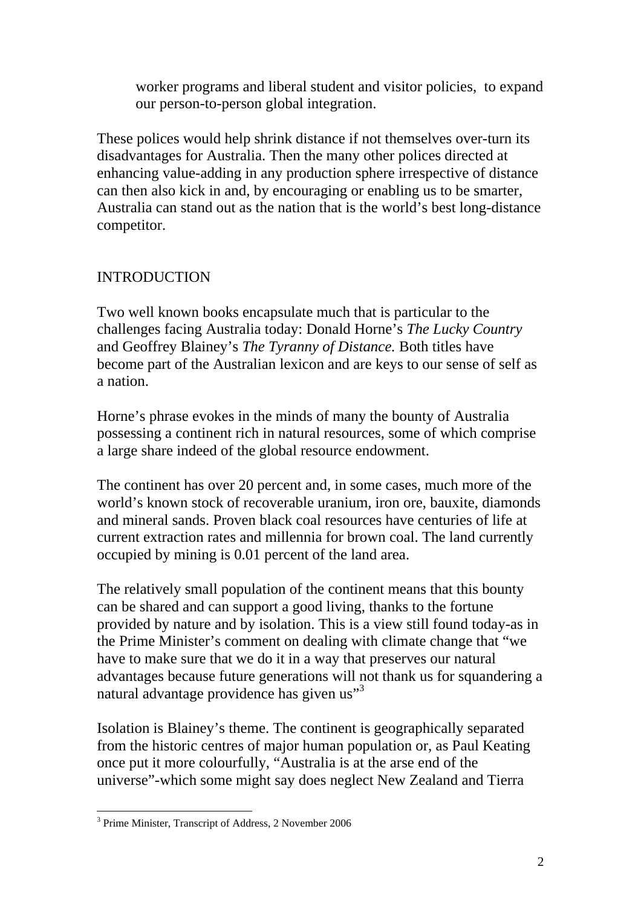worker programs and liberal student and visitor policies, to expand our person-to-person global integration.

These polices would help shrink distance if not themselves over-turn its disadvantages for Australia. Then the many other polices directed at enhancing value-adding in any production sphere irrespective of distance can then also kick in and, by encouraging or enabling us to be smarter, Australia can stand out as the nation that is the world's best long-distance competitor.

## INTRODUCTION

Two well known books encapsulate much that is particular to the challenges facing Australia today: Donald Horne's *The Lucky Country* and Geoffrey Blainey's *The Tyranny of Distance.* Both titles have become part of the Australian lexicon and are keys to our sense of self as a nation.

Horne's phrase evokes in the minds of many the bounty of Australia possessing a continent rich in natural resources, some of which comprise a large share indeed of the global resource endowment.

The continent has over 20 percent and, in some cases, much more of the world's known stock of recoverable uranium, iron ore, bauxite, diamonds and mineral sands. Proven black coal resources have centuries of life at current extraction rates and millennia for brown coal. The land currently occupied by mining is 0.01 percent of the land area.

The relatively small population of the continent means that this bounty can be shared and can support a good living, thanks to the fortune provided by nature and by isolation. This is a view still found today-as in the Prime Minister's comment on dealing with climate change that "we have to make sure that we do it in a way that preserves our natural advantages because future generations will not thank us for squandering a natural advantage providence has given us"[3]

Isolation is Blainey's theme. The continent is geographically separated from the historic centres of major human population or, as Paul Keating once put it more colourfully, "Australia is at the arse end of the universe"-which some might say does neglect New Zealand and Tierra

[3] Prime Minister, Transcript of Address, 2 November 2006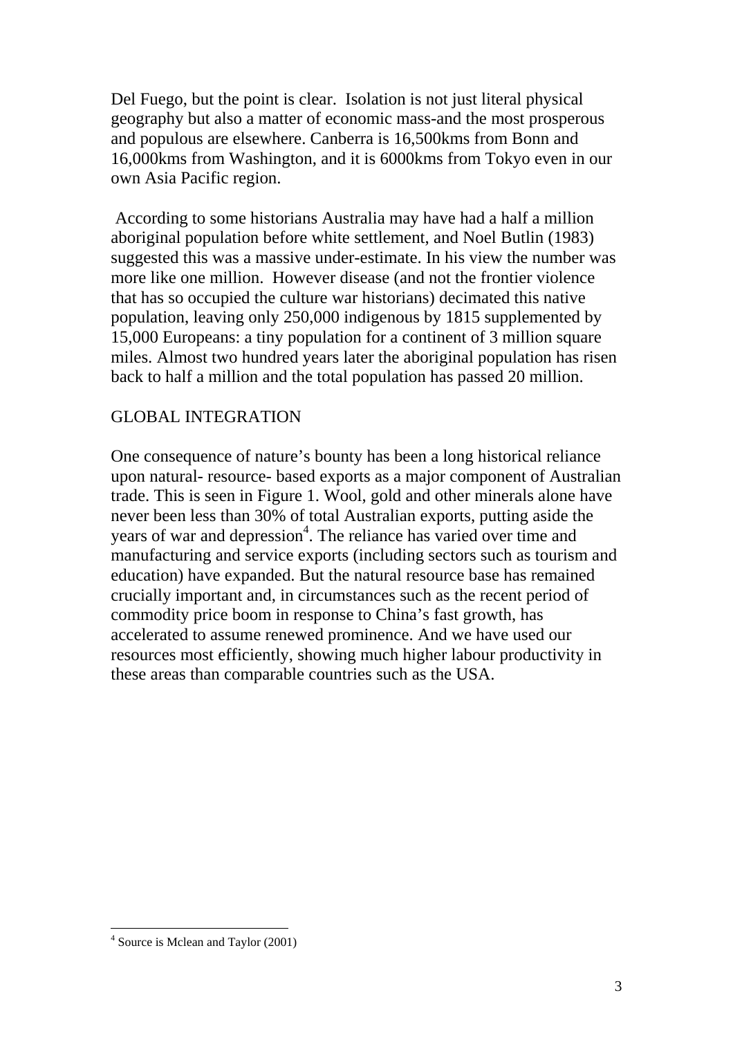Del Fuego, but the point is clear. Isolation is not just literal physical geography but also a matter of economic mass-and the most prosperous and populous are elsewhere. Canberra is 16,500kms from Bonn and 16,000kms from Washington, and it is 6000kms from Tokyo even in our own Asia Pacific region.

According to some historians Australia may have had a half a million aboriginal population before white settlement, and Noel Butlin (1983) suggested this was a massive under-estimate. In his view the number was more like one million. However disease (and not the frontier violence that has so occupied the culture war historians) decimated this native population, leaving only 250,000 indigenous by 1815 supplemented by 15,000 Europeans: a tiny population for a continent of 3 million square miles. Almost two hundred years later the aboriginal population has risen back to half a million and the total population has passed 20 million.

## GLOBAL INTEGRATION

One consequence of nature's bounty has been a long historical reliance upon natural- resource- based exports as a major component of Australian trade. This is seen in Figure 1. Wool, gold and other minerals alone have never been less than 30% of total Australian exports, putting aside the years of war and depression[4]. The reliance has varied over time and manufacturing and service exports (including sectors such as tourism and education) have expanded. But the natural resource base has remained crucially important and, in circumstances such as the recent period of commodity price boom in response to China's fast growth, has accelerated to assume renewed prominence. And we have used our resources most efficiently, showing much higher labour productivity in these areas than comparable countries such as the USA.

[4] Source is Mclean and Taylor (2001)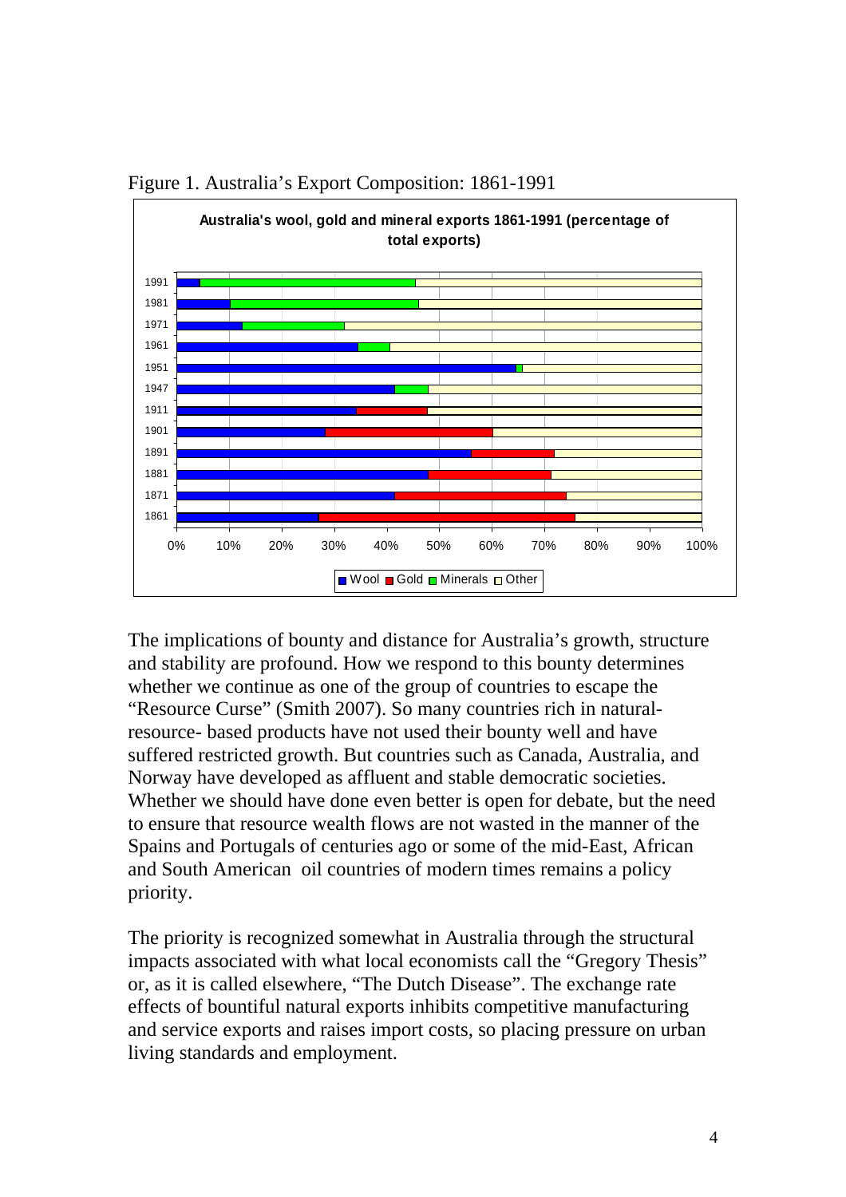Figure 1. Australia's Export Composition: 1861-1991

The implications of bounty and distance for Australia's growth, structure and stability are profound. How we respond to this bounty determines whether we continue as one of the group of countries to escape the "Resource Curse" (Smith 2007). So many countries rich in natural-resource- based products have not used their bounty well and have suffered restricted growth. But countries such as Canada, Australia, and Norway have developed as affluent and stable democratic societies. Whether we should have done even better is open for debate, but the need to ensure that resource wealth flows are not wasted in the manner of the Spains and Portugals of centuries ago or some of the mid-East, African and South American oil countries of modern times remains a policy priority.

The priority is recognized somewhat in Australia through the structural impacts associated with what local economists call the "Gregory Thesis" or, as it is called elsewhere, "The Dutch Disease". The exchange rate effects of bountiful natural exports inhibits competitive manufacturing and service exports and raises import costs, so placing pressure on urban living standards and employment.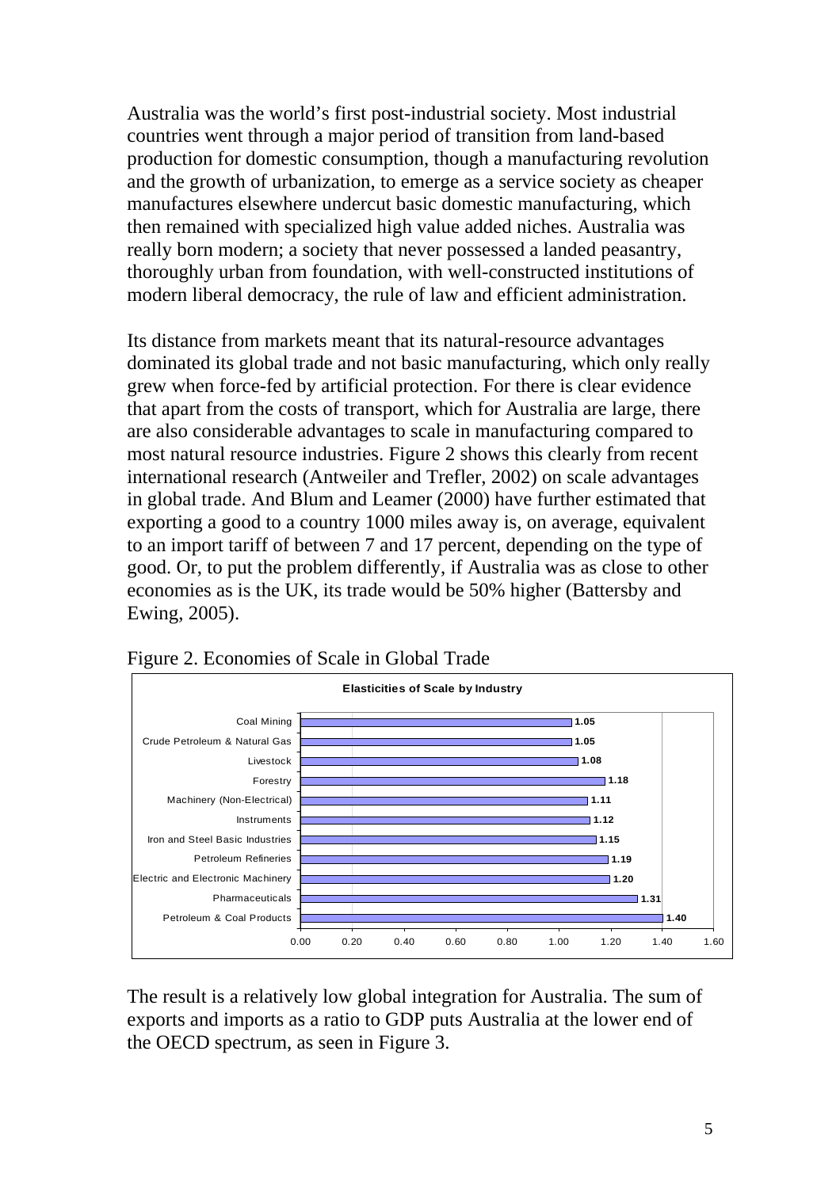Australia was the world's first post-industrial society. Most industrial countries went through a major period of transition from land-based production for domestic consumption, though a manufacturing revolution and the growth of urbanization, to emerge as a service society as cheaper manufactures elsewhere undercut basic domestic manufacturing, which then remained with specialized high value added niches. Australia was really born modern; a society that never possessed a landed peasantry, thoroughly urban from foundation, with well-constructed institutions of modern liberal democracy, the rule of law and efficient administration.

Its distance from markets meant that its natural-resource advantages dominated its global trade and not basic manufacturing, which only really grew when force-fed by artificial protection. For there is clear evidence that apart from the costs of transport, which for Australia are large, there are also considerable advantages to scale in manufacturing compared to most natural resource industries. Figure 2 shows this clearly from recent international research (Antweiler and Trefler, 2002) on scale advantages in global trade. And Blum and Leamer (2000) have further estimated that exporting a good to a country 1000 miles away is, on average, equivalent to an import tariff of between 7 and 17 percent, depending on the type of good. Or, to put the problem differently, if Australia was as close to other economies as is the UK, its trade would be 50% higher (Battersby and Ewing, 2005).

Figure 2. Economies of Scale in Global Trade

**Elasticities of Scale by Industry**

Coal Mining 1.05
Crude Petroleum & Natural Gas 1.05
Livestock 1.08
Forestry 1.18
Machinery (Non-Electrical) 1.11
Instruments 1.12
Iron and Steel Basic Industries 1.15
Petroleum Refineries 1.19
Electric and Electronic Machinery 1.20
Pharmaceuticals 1.31
Petroleum & Coal Products 1.40

0.00 0.20 0.40 0.60 0.80 1.00 1.20 1.40 1.60

The result is a relatively low global integration for Australia. The sum of exports and imports as a ratio to GDP puts Australia at the lower end of the OECD spectrum, as seen in Figure 3.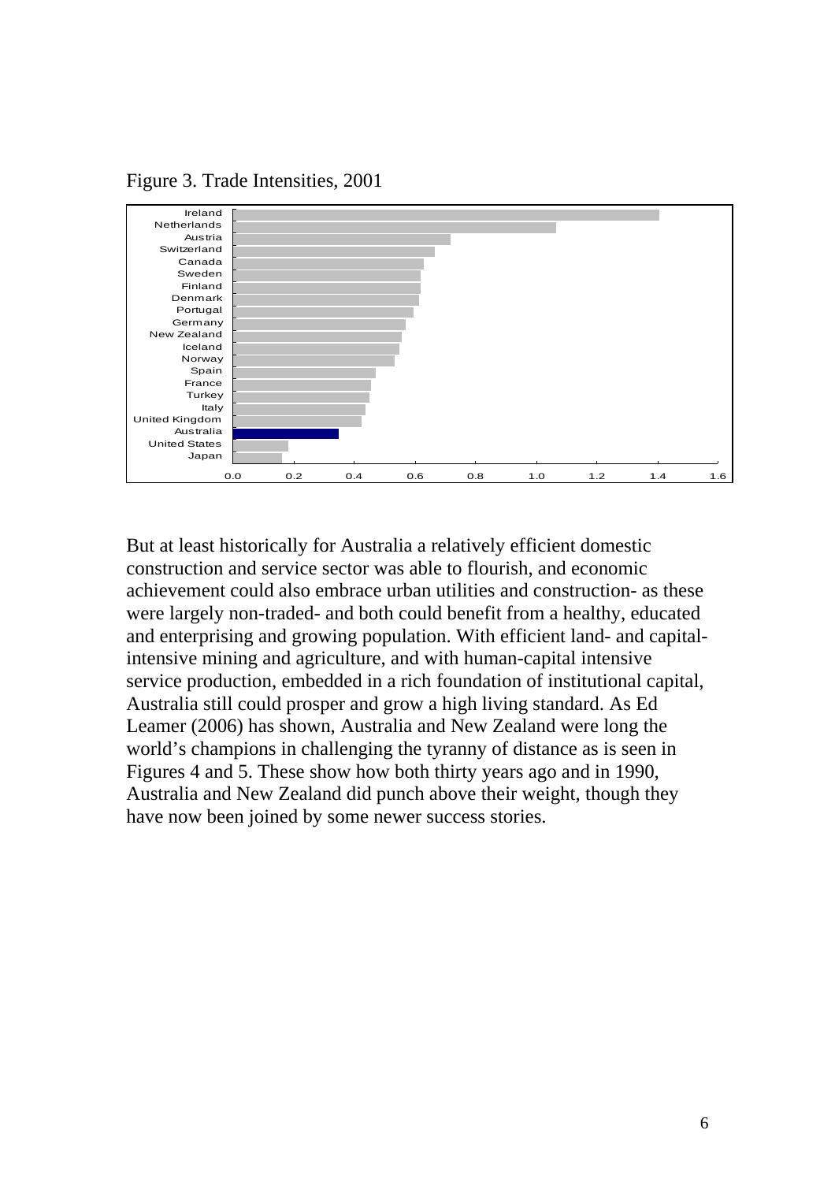Figure 3. Trade Intensities, 2001

Ireland
Netherlands
Austria
Switzerland
Canada
Sweden
Finland
Denmark
Portugal
Germany
New Zealand
Iceland
Norway
Spain
France
Turkey
Italy
United Kingdom
Australia
United States
Japan

0.0 0.2 0.4 0.6 0.8 1.0 1.2 1.4 1.6

But at least historically for Australia a relatively efficient domestic construction and service sector was able to flourish, and economic achievement could also embrace urban utilities and construction- as these were largely non-traded- and both could benefit from a healthy, educated and enterprising and growing population. With efficient land- and capital-intensive mining and agriculture, and with human-capital intensive service production, embedded in a rich foundation of institutional capital, Australia still could prosper and grow a high living standard. As Ed Leamer (2006) has shown, Australia and New Zealand were long the world's champions in challenging the tyranny of distance as is seen in Figures 4 and 5. These show how both thirty years ago and in 1990, Australia and New Zealand did punch above their weight, though they have now been joined by some newer success stories.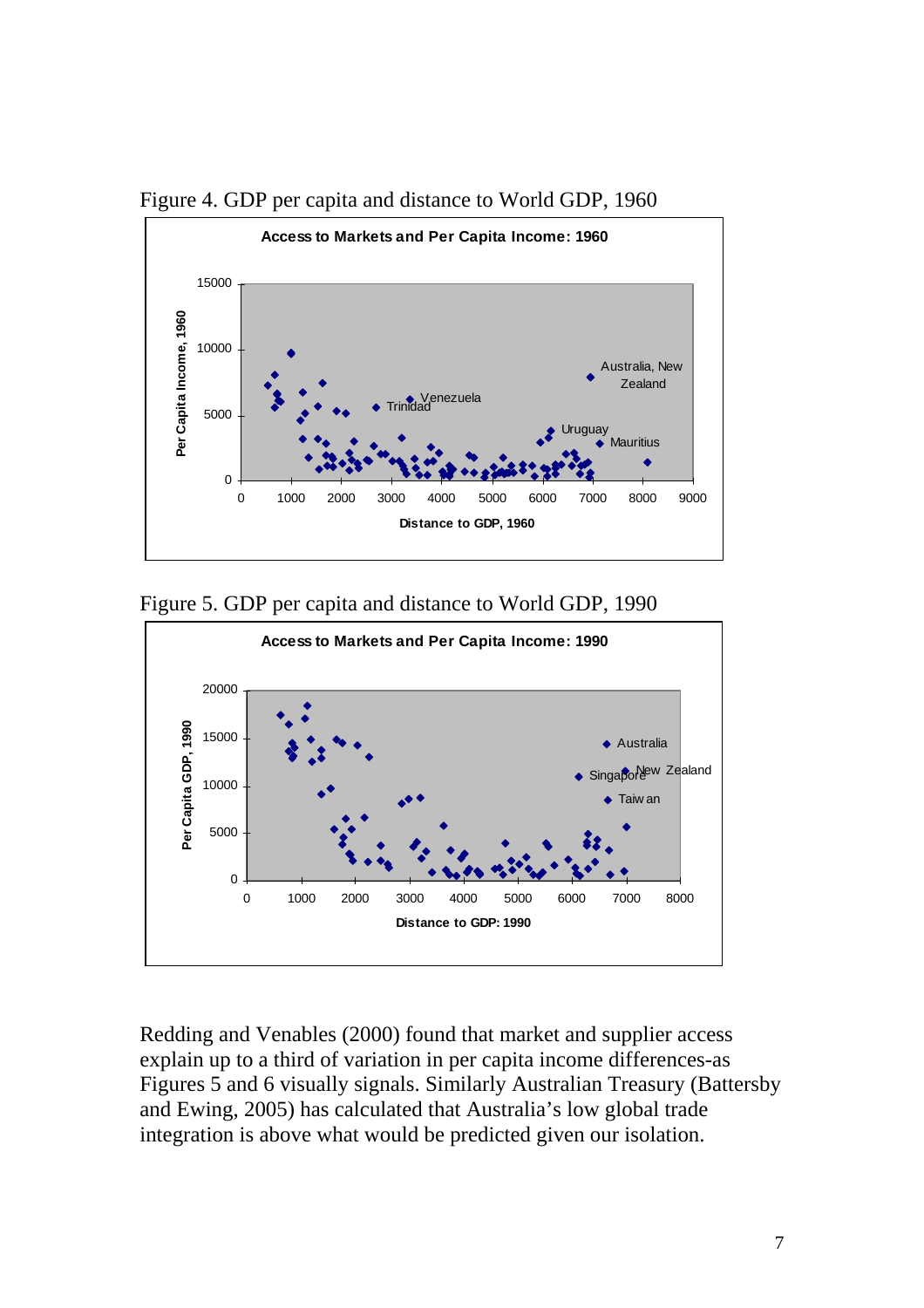Figure 4. GDP per capita and distance to World GDP, 1960

Access to Markets and Per Capita Income: 1960

Per Capita Income, 1960

15000
10000
5000
0

0 1000 2000 3000 4000 5000 6000 7000 8000 9000

Distance to GDP, 1960

Trinidad
Venezuela
Australia, New Zealand
Uruguay
Mauritius

Figure 5. GDP per capita and distance to World GDP, 1990

Access to Markets and Per Capita Income: 1990

Per Capita GDP, 1990

20000
15000
10000
5000
0

0 1000 2000 3000 4000 5000 6000 7000 8000

Distance to GDP: 1990

Australia
Singapore
New Zealand
Taiwan

Redding and Venables (2000) found that market and supplier access explain up to a third of variation in per capita income differences-as Figures 5 and 6 visually signals. Similarly Australian Treasury (Battersby and Ewing, 2005) has calculated that Australia's low global trade integration is above what would be predicted given our isolation.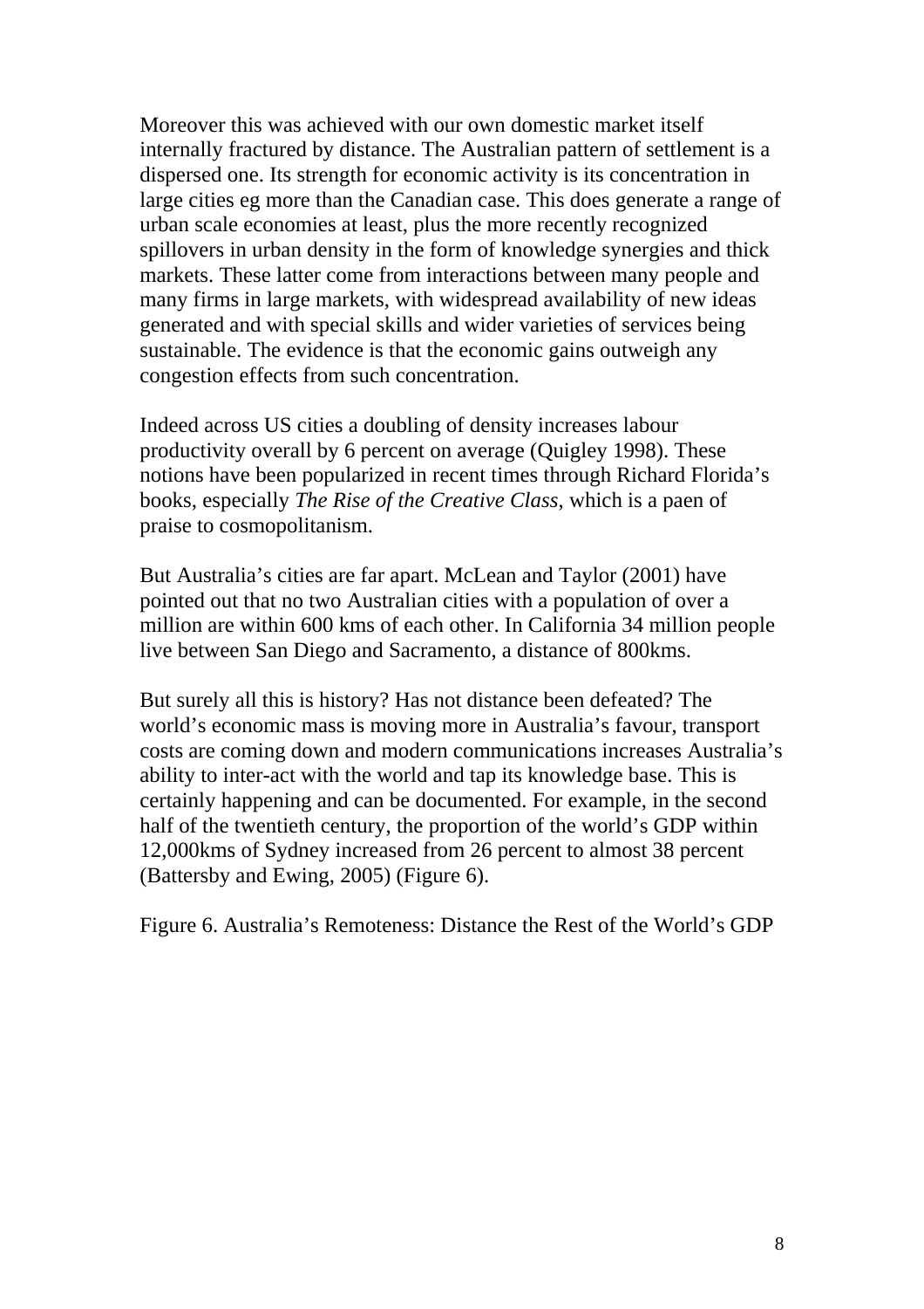Moreover this was achieved with our own domestic market itself internally fractured by distance. The Australian pattern of settlement is a dispersed one. Its strength for economic activity is its concentration in large cities eg more than the Canadian case. This does generate a range of urban scale economies at least, plus the more recently recognized spillovers in urban density in the form of knowledge synergies and thick markets. These latter come from interactions between many people and many firms in large markets, with widespread availability of new ideas generated and with special skills and wider varieties of services being sustainable. The evidence is that the economic gains outweigh any congestion effects from such concentration.

Indeed across US cities a doubling of density increases labour productivity overall by 6 percent on average (Quigley 1998). These notions have been popularized in recent times through Richard Florida's books, especially *The Rise of the Creative Class*, which is a paen of praise to cosmopolitanism.

But Australia's cities are far apart. McLean and Taylor (2001) have pointed out that no two Australian cities with a population of over a million are within 600 kms of each other. In California 34 million people live between San Diego and Sacramento, a distance of 800kms.

But surely all this is history? Has not distance been defeated? The world's economic mass is moving more in Australia's favour, transport costs are coming down and modern communications increases Australia's ability to inter-act with the world and tap its knowledge base. This is certainly happening and can be documented. For example, in the second half of the twentieth century, the proportion of the world's GDP within 12,000kms of Sydney increased from 26 percent to almost 38 percent (Battersby and Ewing, 2005) (Figure 6).

Figure 6. Australia's Remoteness: Distance the Rest of the World's GDP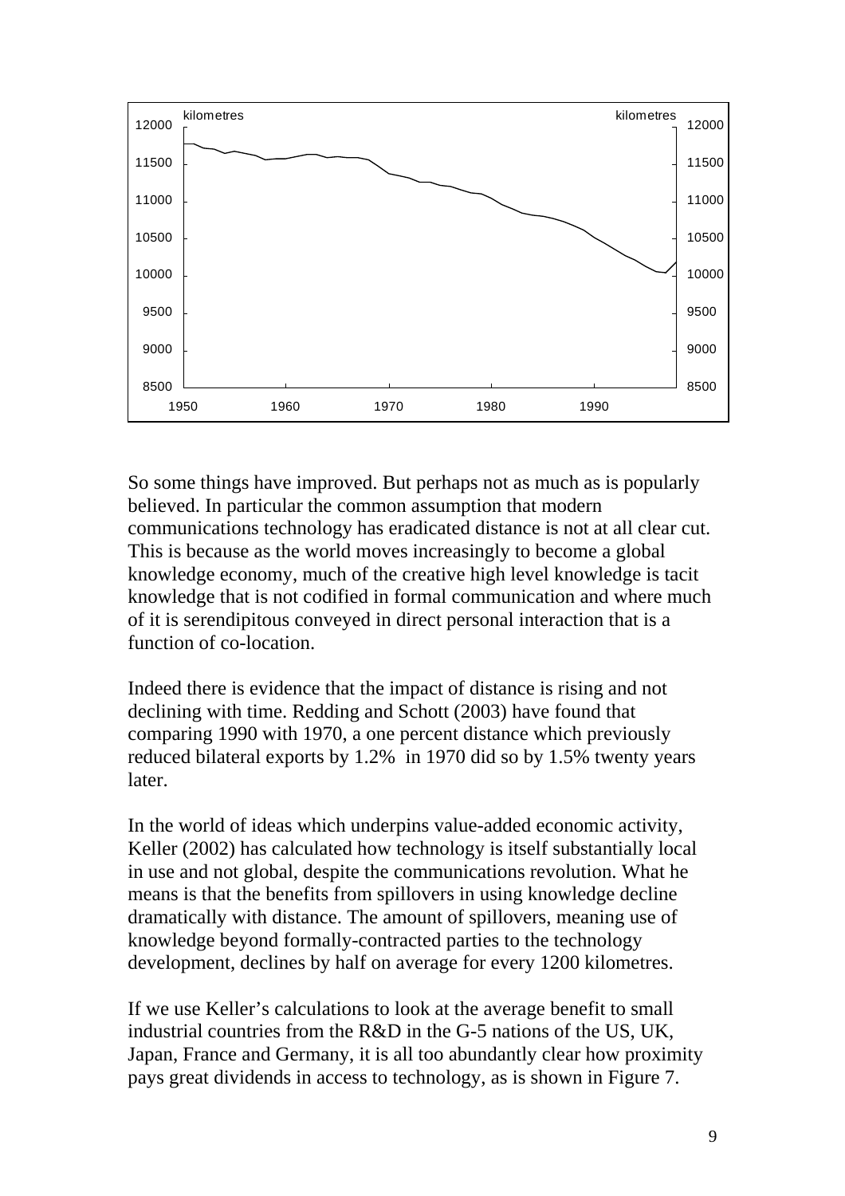kilometres

kilometres

12000
11500
11000
10500
10000
9500
9000
8500

1950
1960
1970
1980
1990

So some things have improved. But perhaps not as much as is popularly believed. In particular the common assumption that modern communications technology has eradicated distance is not at all clear cut. This is because as the world moves increasingly to become a global knowledge economy, much of the creative high level knowledge is tacit knowledge that is not codified in formal communication and where much of it is serendipitous conveyed in direct personal interaction that is a function of co-location.

Indeed there is evidence that the impact of distance is rising and not declining with time. Redding and Schott (2003) have found that comparing 1990 with 1970, a one percent distance which previously reduced bilateral exports by 1.2% in 1970 did so by 1.5% twenty years later.

In the world of ideas which underpins value-added economic activity, Keller (2002) has calculated how technology is itself substantially local in use and not global, despite the communications revolution. What he means is that the benefits from spillovers in using knowledge decline dramatically with distance. The amount of spillovers, meaning use of knowledge beyond formally-contracted parties to the technology development, declines by half on average for every 1200 kilometres.

If we use Keller's calculations to look at the average benefit to small industrial countries from the R&D in the G-5 nations of the US, UK, Japan, France and Germany, it is all too abundantly clear how proximity pays great dividends in access to technology, as is shown in Figure 7.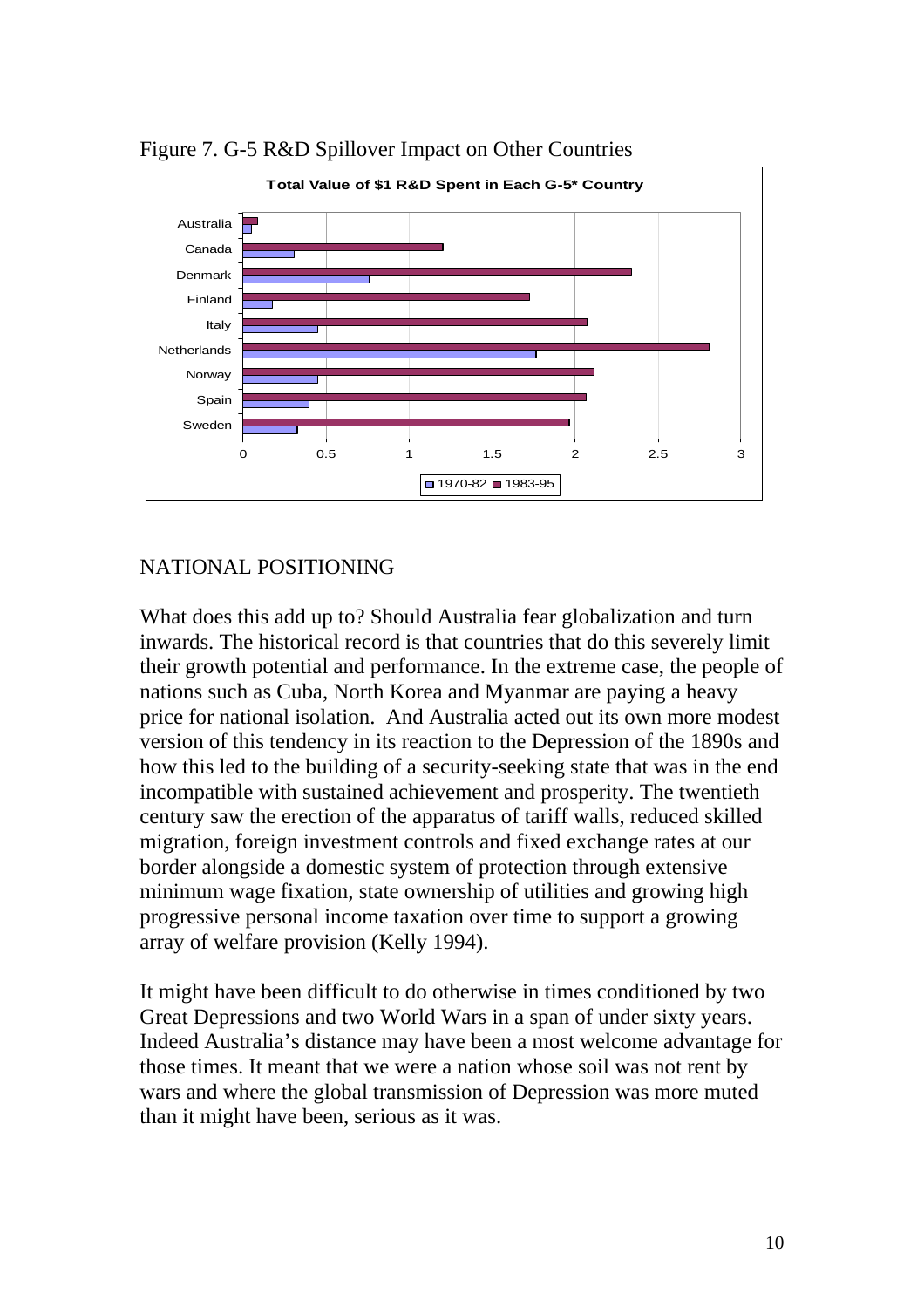Figure 7. G-5 R&D Spillover Impact on Other Countries

Total Value of $1 R&D Spent in Each G-5* Country

Australia
Canada
Denmark
Finland
Italy
Netherlands
Norway
Spain
Sweden

0 0.5 1 1.5 2 2.5 3

1970-82 1983-95

## NATIONAL POSITIONING

What does this add up to? Should Australia fear globalization and turn inwards. The historical record is that countries that do this severely limit their growth potential and performance. In the extreme case, the people of nations such as Cuba, North Korea and Myanmar are paying a heavy price for national isolation. And Australia acted out its own more modest version of this tendency in its reaction to the Depression of the 1890s and how this led to the building of a security-seeking state that was in the end incompatible with sustained achievement and prosperity. The twentieth century saw the erection of the apparatus of tariff walls, reduced skilled migration, foreign investment controls and fixed exchange rates at our border alongside a domestic system of protection through extensive minimum wage fixation, state ownership of utilities and growing high progressive personal income taxation over time to support a growing array of welfare provision (Kelly 1994).

It might have been difficult to do otherwise in times conditioned by two Great Depressions and two World Wars in a span of under sixty years. Indeed Australia's distance may have been a most welcome advantage for those times. It meant that we were a nation whose soil was not rent by wars and where the global transmission of Depression was more muted than it might have been, serious as it was.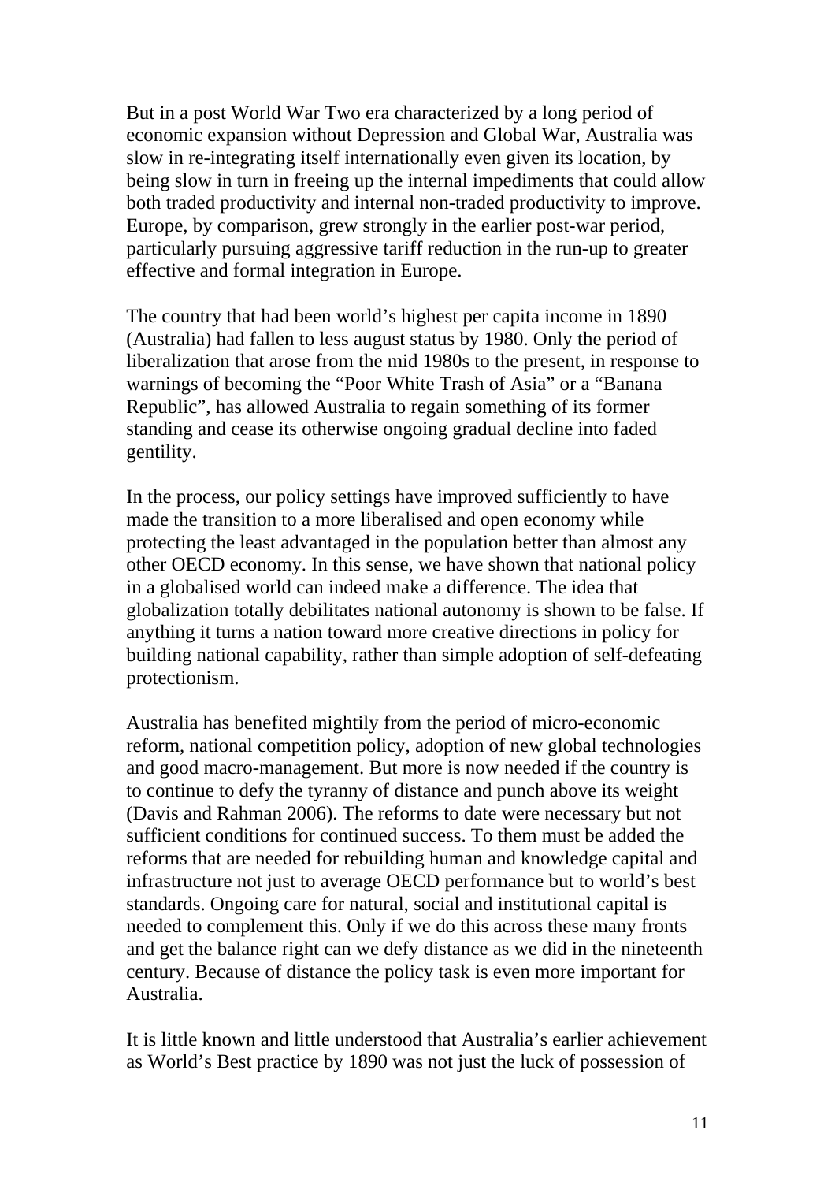But in a post World War Two era characterized by a long period of economic expansion without Depression and Global War, Australia was slow in re-integrating itself internationally even given its location, by being slow in turn in freeing up the internal impediments that could allow both traded productivity and internal non-traded productivity to improve. Europe, by comparison, grew strongly in the earlier post-war period, particularly pursuing aggressive tariff reduction in the run-up to greater effective and formal integration in Europe.

The country that had been world's highest per capita income in 1890 (Australia) had fallen to less august status by 1980. Only the period of liberalization that arose from the mid 1980s to the present, in response to warnings of becoming the "Poor White Trash of Asia" or a "Banana Republic", has allowed Australia to regain something of its former standing and cease its otherwise ongoing gradual decline into faded gentility.

In the process, our policy settings have improved sufficiently to have made the transition to a more liberalised and open economy while protecting the least advantaged in the population better than almost any other OECD economy. In this sense, we have shown that national policy in a globalised world can indeed make a difference. The idea that globalization totally debilitates national autonomy is shown to be false. If anything it turns a nation toward more creative directions in policy for building national capability, rather than simple adoption of self-defeating protectionism.

Australia has benefited mightily from the period of micro-economic reform, national competition policy, adoption of new global technologies and good macro-management. But more is now needed if the country is to continue to defy the tyranny of distance and punch above its weight (Davis and Rahman 2006). The reforms to date were necessary but not sufficient conditions for continued success. To them must be added the reforms that are needed for rebuilding human and knowledge capital and infrastructure not just to average OECD performance but to world's best standards. Ongoing care for natural, social and institutional capital is needed to complement this. Only if we do this across these many fronts and get the balance right can we defy distance as we did in the nineteenth century. Because of distance the policy task is even more important for Australia.

It is little known and little understood that Australia's earlier achievement as World's Best practice by 1890 was not just the luck of possession of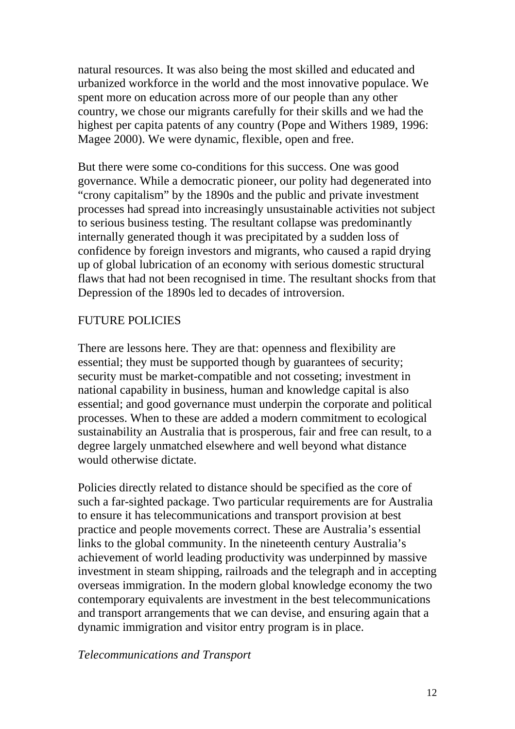natural resources. It was also being the most skilled and educated and urbanized workforce in the world and the most innovative populace. We spent more on education across more of our people than any other country, we chose our migrants carefully for their skills and we had the highest per capita patents of any country (Pope and Withers 1989, 1996: Magee 2000). We were dynamic, flexible, open and free.

But there were some co-conditions for this success. One was good governance. While a democratic pioneer, our polity had degenerated into "crony capitalism" by the 1890s and the public and private investment processes had spread into increasingly unsustainable activities not subject to serious business testing. The resultant collapse was predominantly internally generated though it was precipitated by a sudden loss of confidence by foreign investors and migrants, who caused a rapid drying up of global lubrication of an economy with serious domestic structural flaws that had not been recognised in time. The resultant shocks from that Depression of the 1890s led to decades of introversion.

## FUTURE POLICIES

There are lessons here. They are that: openness and flexibility are essential; they must be supported though by guarantees of security; security must be market-compatible and not cosseting; investment in national capability in business, human and knowledge capital is also essential; and good governance must underpin the corporate and political processes. When to these are added a modern commitment to ecological sustainability an Australia that is prosperous, fair and free can result, to a degree largely unmatched elsewhere and well beyond what distance would otherwise dictate.

Policies directly related to distance should be specified as the core of such a far-sighted package. Two particular requirements are for Australia to ensure it has telecommunications and transport provision at best practice and people movements correct. These are Australia's essential links to the global community. In the nineteenth century Australia's achievement of world leading productivity was underpinned by massive investment in steam shipping, railroads and the telegraph and in accepting overseas immigration. In the modern global knowledge economy the two contemporary equivalents are investment in the best telecommunications and transport arrangements that we can devise, and ensuring again that a dynamic immigration and visitor entry program is in place.

### *Telecommunications and Transport*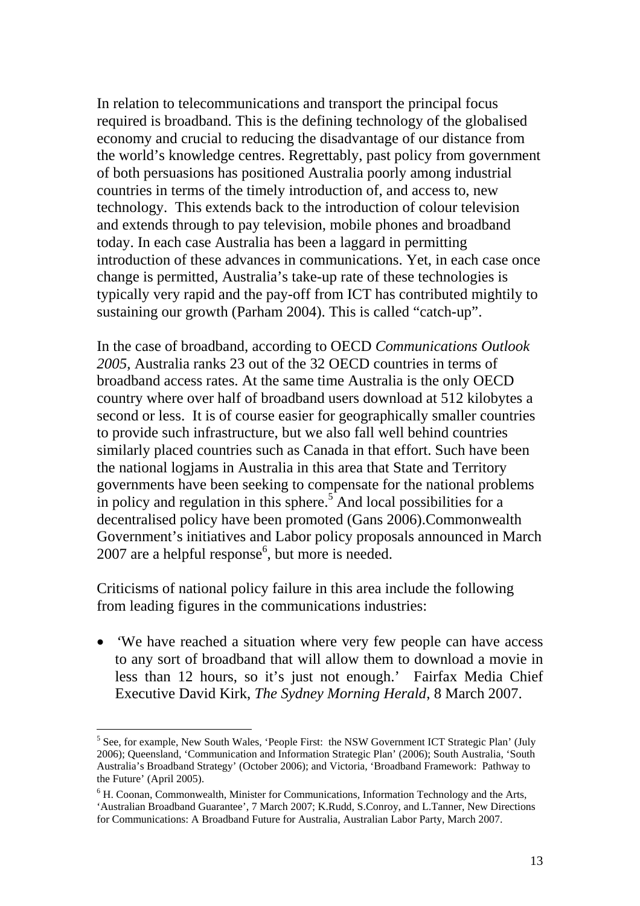In relation to telecommunications and transport the principal focus required is broadband. This is the defining technology of the globalised economy and crucial to reducing the disadvantage of our distance from the world's knowledge centres. Regrettably, past policy from government of both persuasions has positioned Australia poorly among industrial countries in terms of the timely introduction of, and access to, new technology. This extends back to the introduction of colour television and extends through to pay television, mobile phones and broadband today. In each case Australia has been a laggard in permitting introduction of these advances in communications. Yet, in each case once change is permitted, Australia's take-up rate of these technologies is typically very rapid and the pay-off from ICT has contributed mightily to sustaining our growth (Parham 2004). This is called "catch-up".

In the case of broadband, according to OECD *Communications Outlook 2005*, Australia ranks 23 out of the 32 OECD countries in terms of broadband access rates. At the same time Australia is the only OECD country where over half of broadband users download at 512 kilobytes a second or less. It is of course easier for geographically smaller countries to provide such infrastructure, but we also fall well behind countries similarly placed countries such as Canada in that effort. Such have been the national logjams in Australia in this area that State and Territory governments have been seeking to compensate for the national problems in policy and regulation in this sphere.[5] And local possibilities for a decentralised policy have been promoted (Gans 2006).Commonwealth Government's initiatives and Labor policy proposals announced in March 2007 are a helpful response[6], but more is needed.

Criticisms of national policy failure in this area include the following from leading figures in the communications industries:

- 'We have reached a situation where very few people can have access to any sort of broadband that will allow them to download a movie in less than 12 hours, so it's just not enough.' Fairfax Media Chief Executive David Kirk, *The Sydney Morning Herald*, 8 March 2007.

---

[5] See, for example, New South Wales, 'People First: the NSW Government ICT Strategic Plan' (July 2006); Queensland, 'Communication and Information Strategic Plan' (2006); South Australia, 'South Australia's Broadband Strategy' (October 2006); and Victoria, 'Broadband Framework: Pathway to the Future' (April 2005).

[6] H. Coonan, Commonwealth, Minister for Communications, Information Technology and the Arts, 'Australian Broadband Guarantee', 7 March 2007; K.Rudd, S.Conroy, and L.Tanner, New Directions for Communications: A Broadband Future for Australia, Australian Labor Party, March 2007.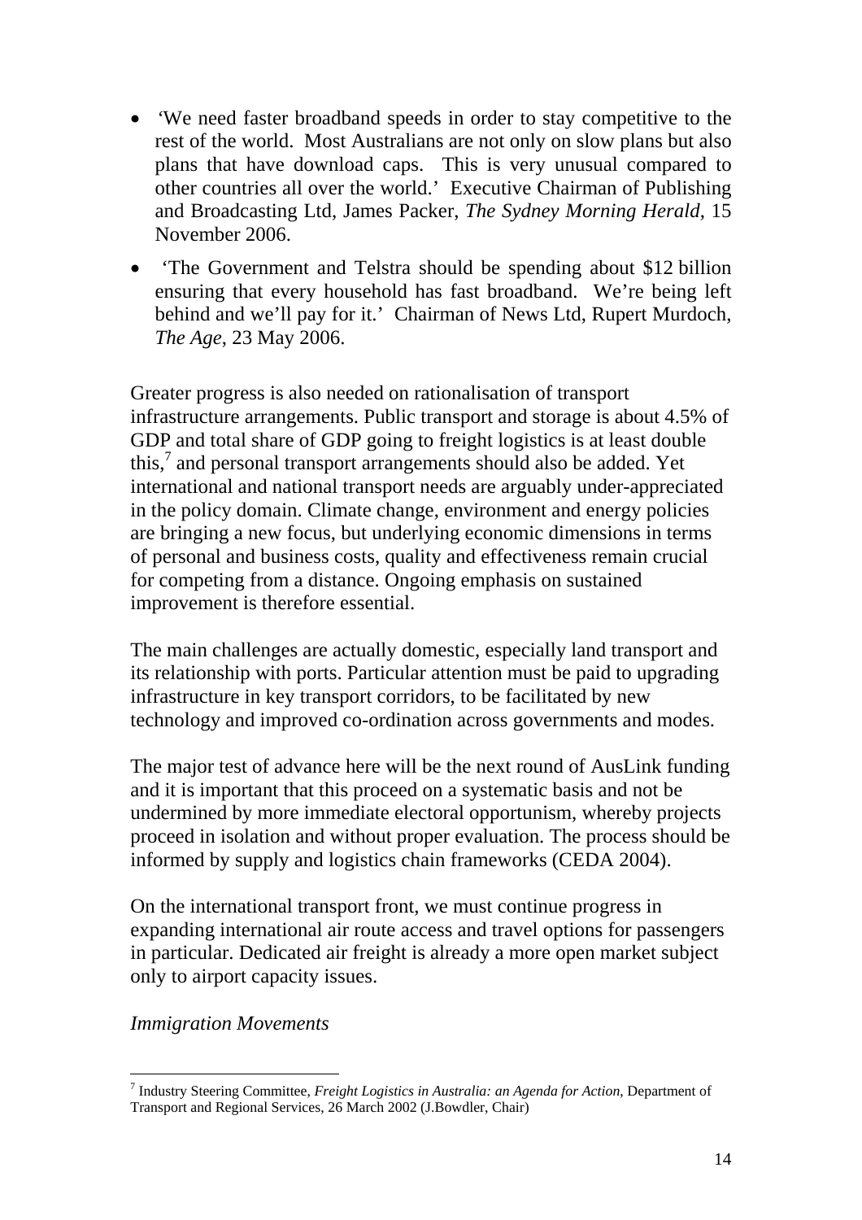- 'We need faster broadband speeds in order to stay competitive to the rest of the world. Most Australians are not only on slow plans but also plans that have download caps. This is very unusual compared to other countries all over the world.' Executive Chairman of Publishing and Broadcasting Ltd, James Packer, *The Sydney Morning Herald*, 15 November 2006.
- 'The Government and Telstra should be spending about $12 billion ensuring that every household has fast broadband. We're being left behind and we'll pay for it.' Chairman of News Ltd, Rupert Murdoch, *The Age*, 23 May 2006.

Greater progress is also needed on rationalisation of transport infrastructure arrangements. Public transport and storage is about 4.5% of GDP and total share of GDP going to freight logistics is at least double this,[7] and personal transport arrangements should also be added. Yet international and national transport needs are arguably under-appreciated in the policy domain. Climate change, environment and energy policies are bringing a new focus, but underlying economic dimensions in terms of personal and business costs, quality and effectiveness remain crucial for competing from a distance. Ongoing emphasis on sustained improvement is therefore essential.

The main challenges are actually domestic, especially land transport and its relationship with ports. Particular attention must be paid to upgrading infrastructure in key transport corridors, to be facilitated by new technology and improved co-ordination across governments and modes.

The major test of advance here will be the next round of AusLink funding and it is important that this proceed on a systematic basis and not be undermined by more immediate electoral opportunism, whereby projects proceed in isolation and without proper evaluation. The process should be informed by supply and logistics chain frameworks (CEDA 2004).

On the international transport front, we must continue progress in expanding international air route access and travel options for passengers in particular. Dedicated air freight is already a more open market subject only to airport capacity issues.

*Immigration Movements*

[7] Industry Steering Committee, *Freight Logistics in Australia: an Agenda for Action*, Department of Transport and Regional Services, 26 March 2002 (J.Bowdler, Chair)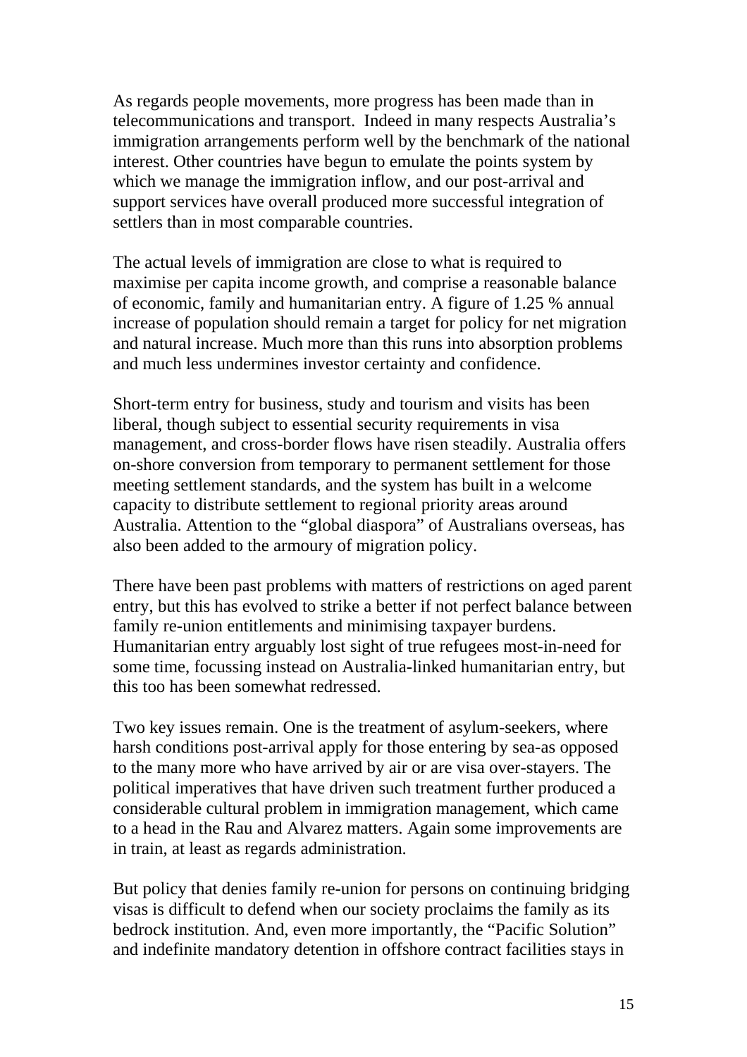As regards people movements, more progress has been made than in telecommunications and transport. Indeed in many respects Australia's immigration arrangements perform well by the benchmark of the national interest. Other countries have begun to emulate the points system by which we manage the immigration inflow, and our post-arrival and support services have overall produced more successful integration of settlers than in most comparable countries.

The actual levels of immigration are close to what is required to maximise per capita income growth, and comprise a reasonable balance of economic, family and humanitarian entry. A figure of 1.25 % annual increase of population should remain a target for policy for net migration and natural increase. Much more than this runs into absorption problems and much less undermines investor certainty and confidence.

Short-term entry for business, study and tourism and visits has been liberal, though subject to essential security requirements in visa management, and cross-border flows have risen steadily. Australia offers on-shore conversion from temporary to permanent settlement for those meeting settlement standards, and the system has built in a welcome capacity to distribute settlement to regional priority areas around Australia. Attention to the "global diaspora" of Australians overseas, has also been added to the armoury of migration policy.

There have been past problems with matters of restrictions on aged parent entry, but this has evolved to strike a better if not perfect balance between family re-union entitlements and minimising taxpayer burdens. Humanitarian entry arguably lost sight of true refugees most-in-need for some time, focussing instead on Australia-linked humanitarian entry, but this too has been somewhat redressed.

Two key issues remain. One is the treatment of asylum-seekers, where harsh conditions post-arrival apply for those entering by sea-as opposed to the many more who have arrived by air or are visa over-stayers. The political imperatives that have driven such treatment further produced a considerable cultural problem in immigration management, which came to a head in the Rau and Alvarez matters. Again some improvements are in train, at least as regards administration.

But policy that denies family re-union for persons on continuing bridging visas is difficult to defend when our society proclaims the family as its bedrock institution. And, even more importantly, the "Pacific Solution" and indefinite mandatory detention in offshore contract facilities stays in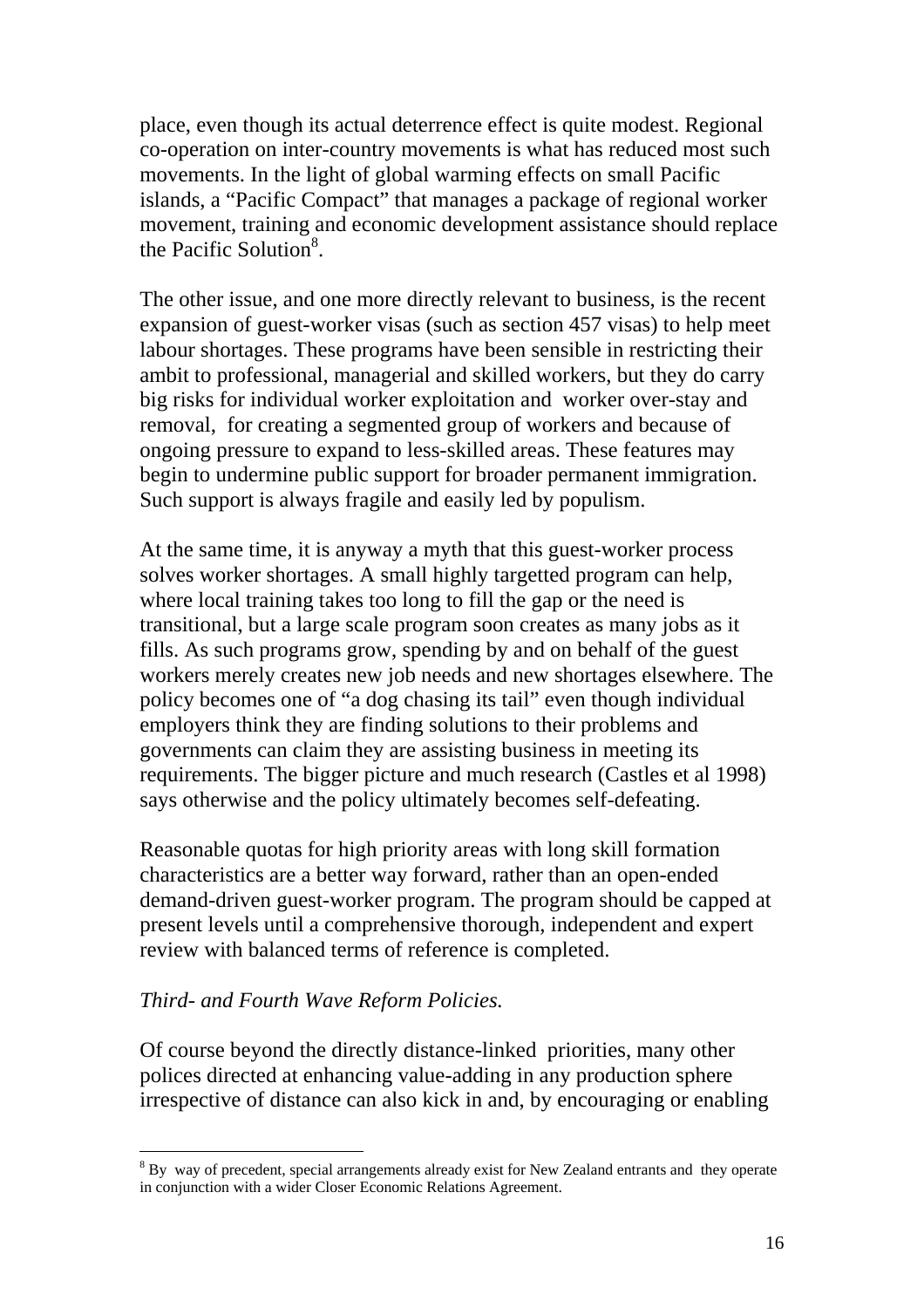place, even though its actual deterrence effect is quite modest. Regional co-operation on inter-country movements is what has reduced most such movements. In the light of global warming effects on small Pacific islands, a "Pacific Compact" that manages a package of regional worker movement, training and economic development assistance should replace the Pacific Solution[8].

The other issue, and one more directly relevant to business, is the recent expansion of guest-worker visas (such as section 457 visas) to help meet labour shortages. These programs have been sensible in restricting their ambit to professional, managerial and skilled workers, but they do carry big risks for individual worker exploitation and worker over-stay and removal, for creating a segmented group of workers and because of ongoing pressure to expand to less-skilled areas. These features may begin to undermine public support for broader permanent immigration. Such support is always fragile and easily led by populism.

At the same time, it is anyway a myth that this guest-worker process solves worker shortages. A small highly targetted program can help, where local training takes too long to fill the gap or the need is transitional, but a large scale program soon creates as many jobs as it fills. As such programs grow, spending by and on behalf of the guest workers merely creates new job needs and new shortages elsewhere. The policy becomes one of "a dog chasing its tail" even though individual employers think they are finding solutions to their problems and governments can claim they are assisting business in meeting its requirements. The bigger picture and much research (Castles et al 1998) says otherwise and the policy ultimately becomes self-defeating.

Reasonable quotas for high priority areas with long skill formation characteristics are a better way forward, rather than an open-ended demand-driven guest-worker program. The program should be capped at present levels until a comprehensive thorough, independent and expert review with balanced terms of reference is completed.

*Third- and Fourth Wave Reform Policies.*

Of course beyond the directly distance-linked priorities, many other polices directed at enhancing value-adding in any production sphere irrespective of distance can also kick in and, by encouraging or enabling

[8] By way of precedent, special arrangements already exist for New Zealand entrants and they operate in conjunction with a wider Closer Economic Relations Agreement.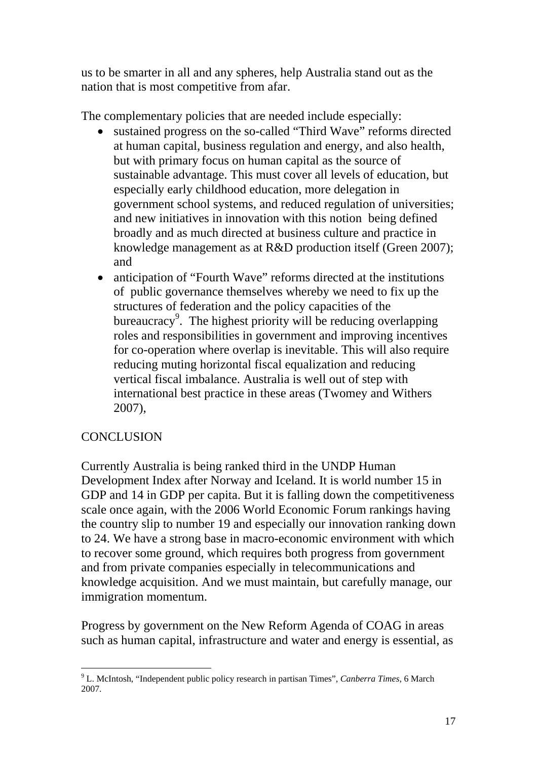us to be smarter in all and any spheres, help Australia stand out as the nation that is most competitive from afar.

The complementary policies that are needed include especially:

- sustained progress on the so-called "Third Wave" reforms directed at human capital, business regulation and energy, and also health, but with primary focus on human capital as the source of sustainable advantage. This must cover all levels of education, but especially early childhood education, more delegation in government school systems, and reduced regulation of universities; and new initiatives in innovation with this notion being defined broadly and as much directed at business culture and practice in knowledge management as at R&D production itself (Green 2007); and
- anticipation of "Fourth Wave" reforms directed at the institutions of public governance themselves whereby we need to fix up the structures of federation and the policy capacities of the bureaucracy[9]. The highest priority will be reducing overlapping roles and responsibilities in government and improving incentives for co-operation where overlap is inevitable. This will also require reducing muting horizontal fiscal equalization and reducing vertical fiscal imbalance. Australia is well out of step with international best practice in these areas (Twomey and Withers 2007),

## CONCLUSION

Currently Australia is being ranked third in the UNDP Human Development Index after Norway and Iceland. It is world number 15 in GDP and 14 in GDP per capita. But it is falling down the competitiveness scale once again, with the 2006 World Economic Forum rankings having the country slip to number 19 and especially our innovation ranking down to 24. We have a strong base in macro-economic environment with which to recover some ground, which requires both progress from government and from private companies especially in telecommunications and knowledge acquisition. And we must maintain, but carefully manage, our immigration momentum.

Progress by government on the New Reform Agenda of COAG in areas such as human capital, infrastructure and water and energy is essential, as

---

[9] L. McIntosh, "Independent public policy research in partisan Times", *Canberra Times*, 6 March 2007.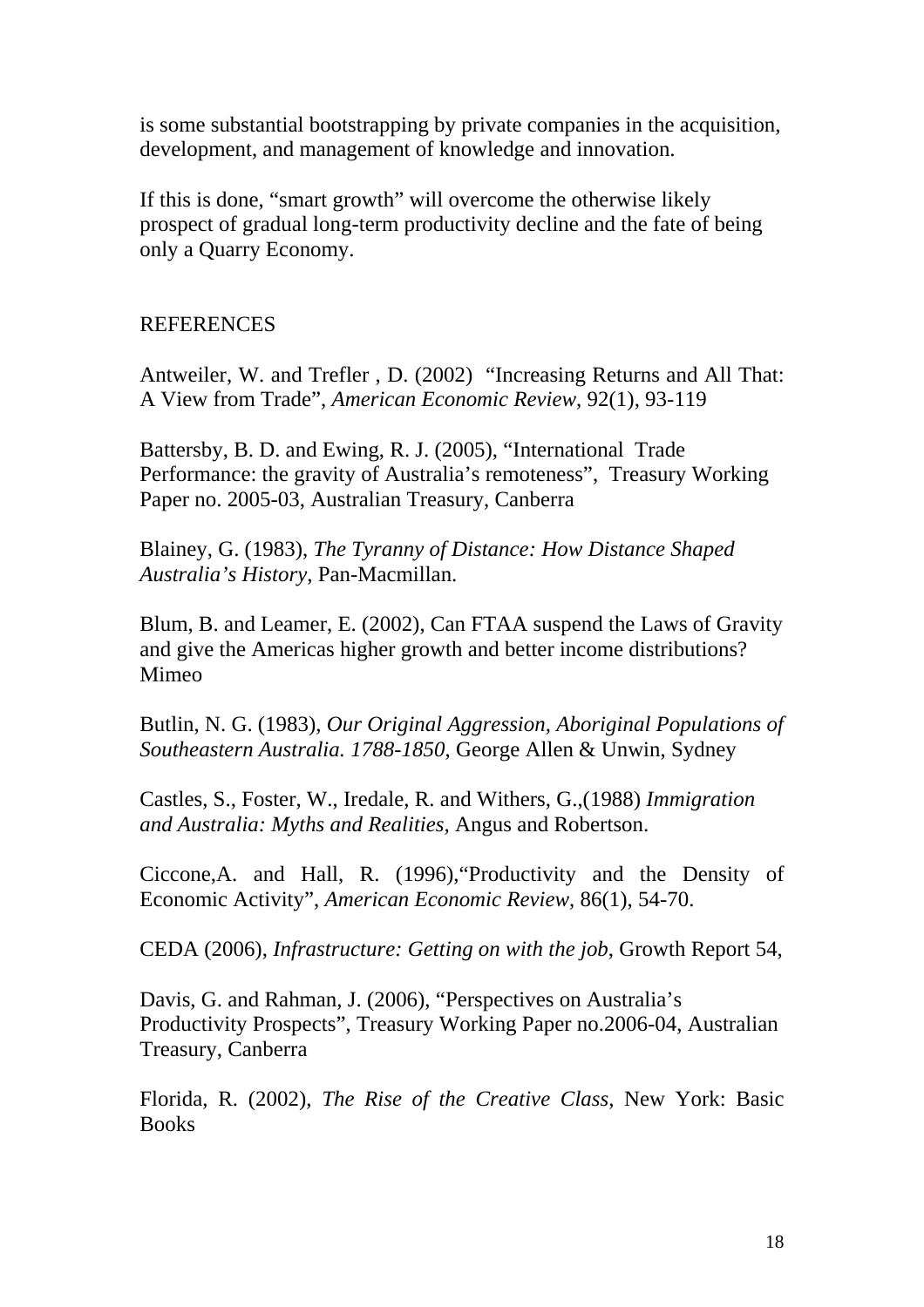is some substantial bootstrapping by private companies in the acquisition, development, and management of knowledge and innovation.

If this is done, "smart growth" will overcome the otherwise likely prospect of gradual long-term productivity decline and the fate of being only a Quarry Economy.

## REFERENCES

Antweiler, W. and Trefler , D. (2002) "Increasing Returns and All That: A View from Trade", *American Economic Review*, 92(1), 93-119

Battersby, B. D. and Ewing, R. J. (2005), "International Trade Performance: the gravity of Australia's remoteness", Treasury Working Paper no. 2005-03, Australian Treasury, Canberra

Blainey, G. (1983), *The Tyranny of Distance: How Distance Shaped Australia's History*, Pan-Macmillan.

Blum, B. and Leamer, E. (2002), Can FTAA suspend the Laws of Gravity and give the Americas higher growth and better income distributions? Mimeo

Butlin, N. G. (1983), *Our Original Aggression, Aboriginal Populations of Southeastern Australia. 1788-1850,* George Allen & Unwin, Sydney

Castles, S., Foster, W., Iredale, R. and Withers, G.,(1988) *Immigration and Australia: Myths and Realities,* Angus and Robertson.

Ciccone,A. and Hall, R. (1996),"Productivity and the Density of Economic Activity", *American Economic Review*, 86(1), 54-70.

CEDA (2006), *Infrastructure: Getting on with the job*, Growth Report 54,

Davis, G. and Rahman, J. (2006), "Perspectives on Australia's Productivity Prospects", Treasury Working Paper no.2006-04, Australian Treasury, Canberra

Florida, R. (2002), *The Rise of the Creative Class*, New York: Basic Books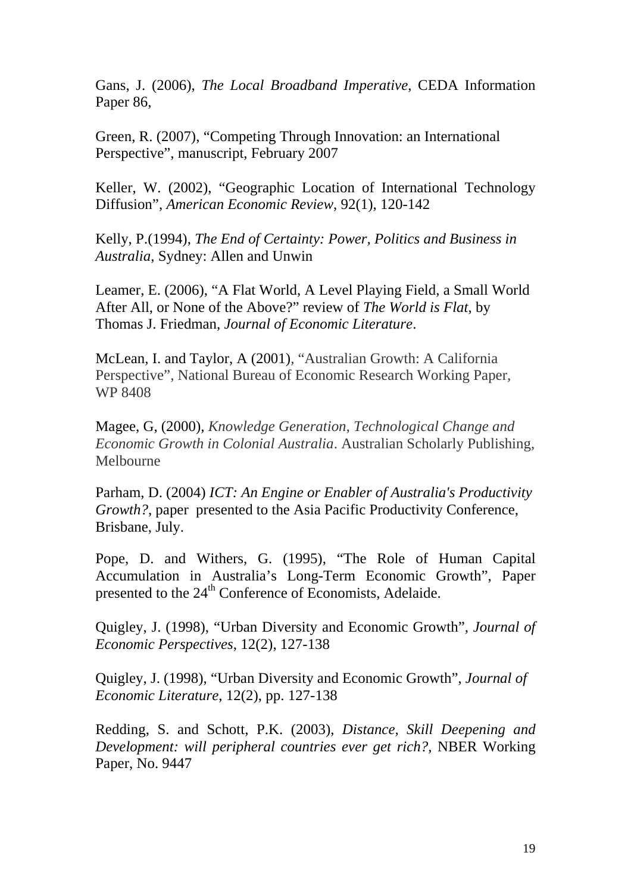Gans, J. (2006), *The Local Broadband Imperative*, CEDA Information Paper 86,

Green, R. (2007), "Competing Through Innovation: an International Perspective", manuscript, February 2007

Keller, W. (2002), "Geographic Location of International Technology Diffusion", *American Economic Review*, 92(1), 120-142

Kelly, P.(1994), *The End of Certainty: Power, Politics and Business in Australia*, Sydney: Allen and Unwin

Leamer, E. (2006), "A Flat World, A Level Playing Field, a Small World After All, or None of the Above?" review of *The World is Flat*, by Thomas J. Friedman, *Journal of Economic Literature*.

McLean, I. and Taylor, A (2001), "Australian Growth: A California Perspective", National Bureau of Economic Research Working Paper, WP 8408

Magee, G, (2000), *Knowledge Generation, Technological Change and Economic Growth in Colonial Australia*. Australian Scholarly Publishing, Melbourne

Parham, D. (2004) *ICT: An Engine or Enabler of Australia's Productivity Growth?*, paper presented to the Asia Pacific Productivity Conference, Brisbane, July.

Pope, D. and Withers, G. (1995), "The Role of Human Capital Accumulation in Australia's Long-Term Economic Growth", Paper presented to the 24th Conference of Economists, Adelaide.

Quigley, J. (1998), "Urban Diversity and Economic Growth", *Journal of Economic Perspectives*, 12(2), 127-138

Quigley, J. (1998), "Urban Diversity and Economic Growth", *Journal of Economic Literature*, 12(2), pp. 127-138

Redding, S. and Schott, P.K. (2003), *Distance, Skill Deepening and Development: will peripheral countries ever get rich?*, NBER Working Paper, No. 9447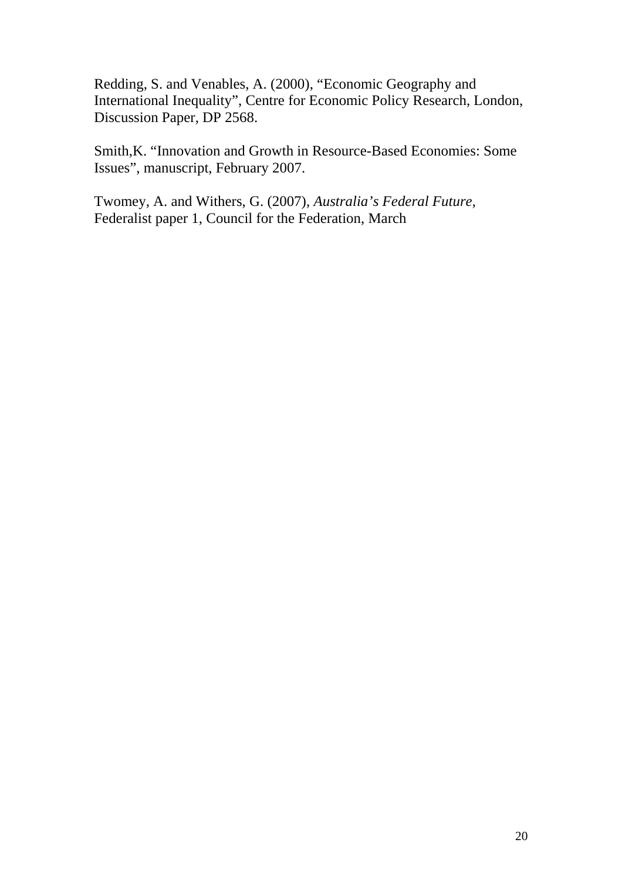Redding, S. and Venables, A. (2000), "Economic Geography and International Inequality", Centre for Economic Policy Research, London, Discussion Paper, DP 2568.

Smith,K. "Innovation and Growth in Resource-Based Economies: Some Issues", manuscript, February 2007.

Twomey, A. and Withers, G. (2007), *Australia's Federal Future*, Federalist paper 1, Council for the Federation, March